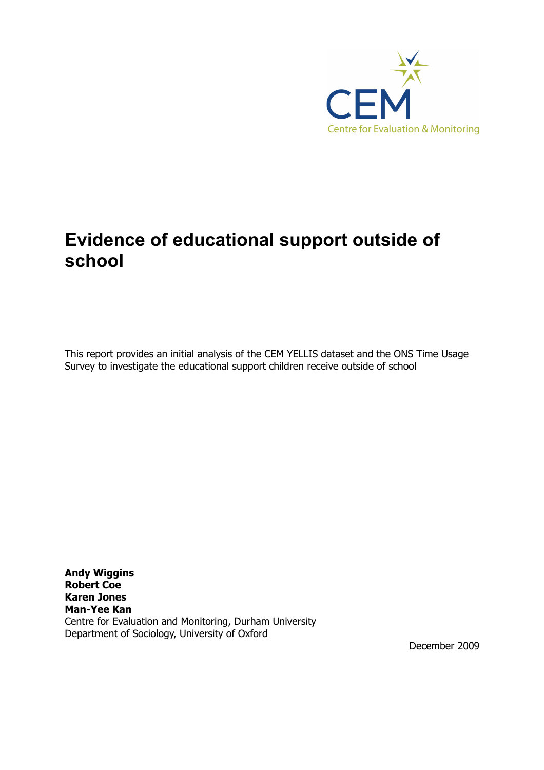CEM
Centre for Evaluation & Monitoring

# Evidence of educational support outside of school

This report provides an initial analysis of the CEM YELLIS dataset and the ONS Time Usage Survey to investigate the educational support children receive outside of school

**Andy Wiggins**
**Robert Coe**
**Karen Jones**
**Man-Yee Kan**
Centre for Evaluation and Monitoring, Durham University
Department of Sociology, University of Oxford

December 2009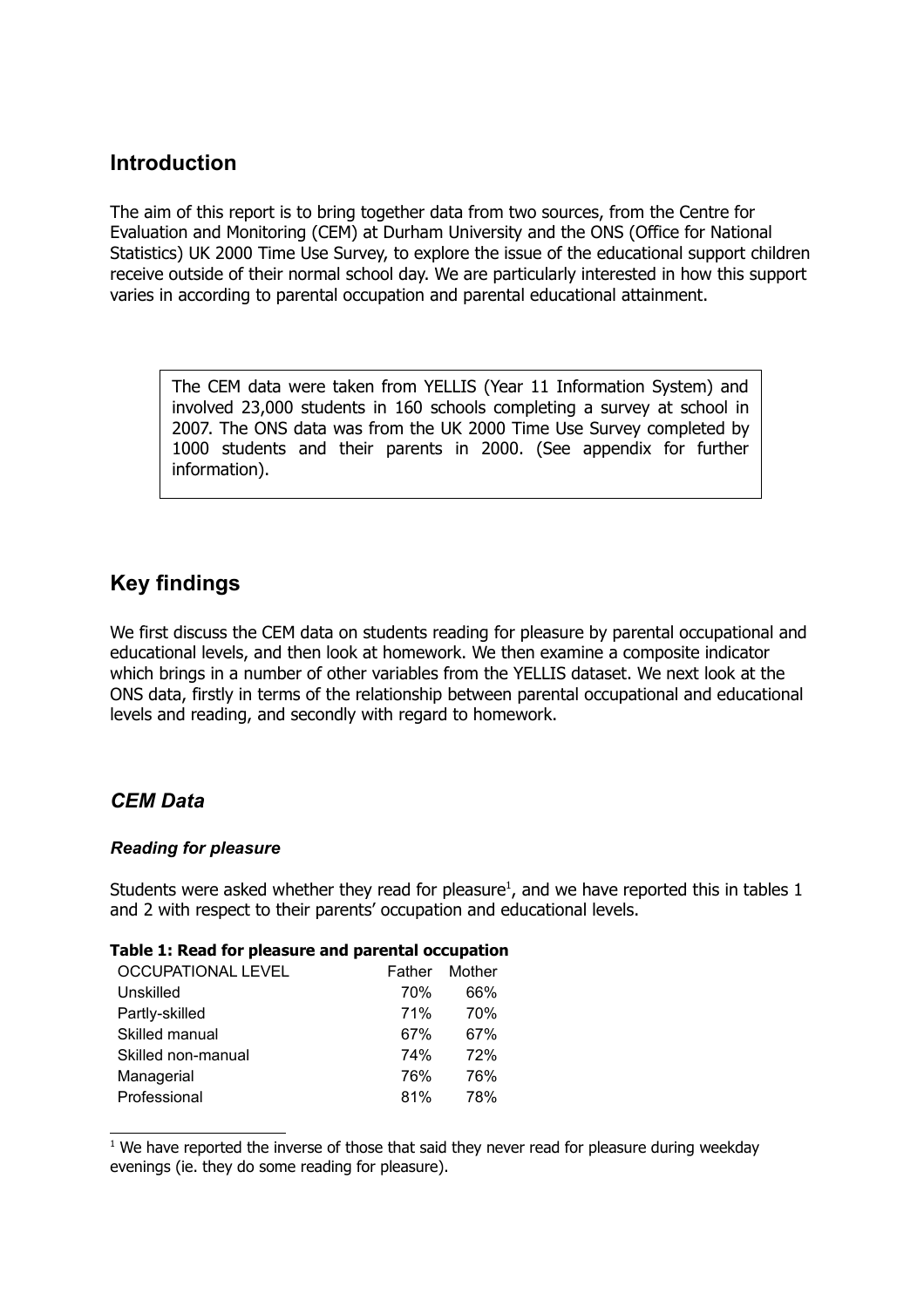## Introduction

The aim of this report is to bring together data from two sources, from the Centre for Evaluation and Monitoring (CEM) at Durham University and the ONS (Office for National Statistics) UK 2000 Time Use Survey, to explore the issue of the educational support children receive outside of their normal school day. We are particularly interested in how this support varies in according to parental occupation and parental educational attainment.

> The CEM data were taken from YELLIS (Year 11 Information System) and involved 23,000 students in 160 schools completing a survey at school in 2007. The ONS data was from the UK 2000 Time Use Survey completed by 1000 students and their parents in 2000. (See appendix for further information).

## Key findings

We first discuss the CEM data on students reading for pleasure by parental occupational and educational levels, and then look at homework. We then examine a composite indicator which brings in a number of other variables from the YELLIS dataset. We next look at the ONS data, firstly in terms of the relationship between parental occupational and educational levels and reading, and secondly with regard to homework.

### *CEM Data*

#### *Reading for pleasure*

Students were asked whether they read for pleasure[1], and we have reported this in tables 1 and 2 with respect to their parents' occupation and educational levels.

**Table 1: Read for pleasure and parental occupation**

| OCCUPATIONAL LEVEL | Father | Mother |
|---|---|---|
| Unskilled | 70% | 66% |
| Partly-skilled | 71% | 70% |
| Skilled manual | 67% | 67% |
| Skilled non-manual | 74% | 72% |
| Managerial | 76% | 76% |
| Professional | 81% | 78% |

[1] We have reported the inverse of those that said they never read for pleasure during weekday evenings (ie. they do some reading for pleasure).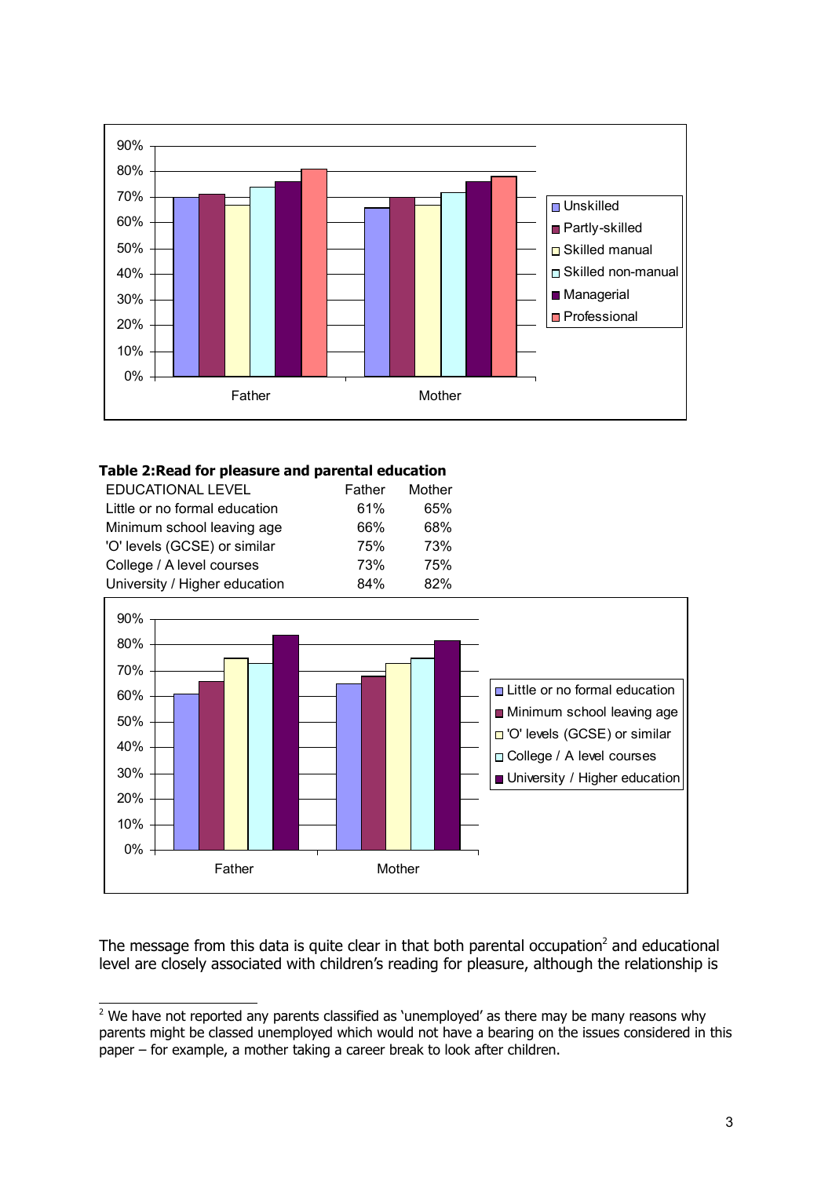**Table 2:Read for pleasure and parental education**

| EDUCATIONAL LEVEL | Father | Mother |
|---|---|---|
| Little or no formal education | 61% | 65% |
| Minimum school leaving age | 66% | 68% |
| 'O' levels (GCSE) or similar | 75% | 73% |
| College / A level courses | 73% | 75% |
| University / Higher education | 84% | 82% |

The message from this data is quite clear in that both parental occupation[2] and educational level are closely associated with children's reading for pleasure, although the relationship is

[2] We have not reported any parents classified as 'unemployed' as there may be many reasons why parents might be classed unemployed which would not have a bearing on the issues considered in this paper – for example, a mother taking a career break to look after children.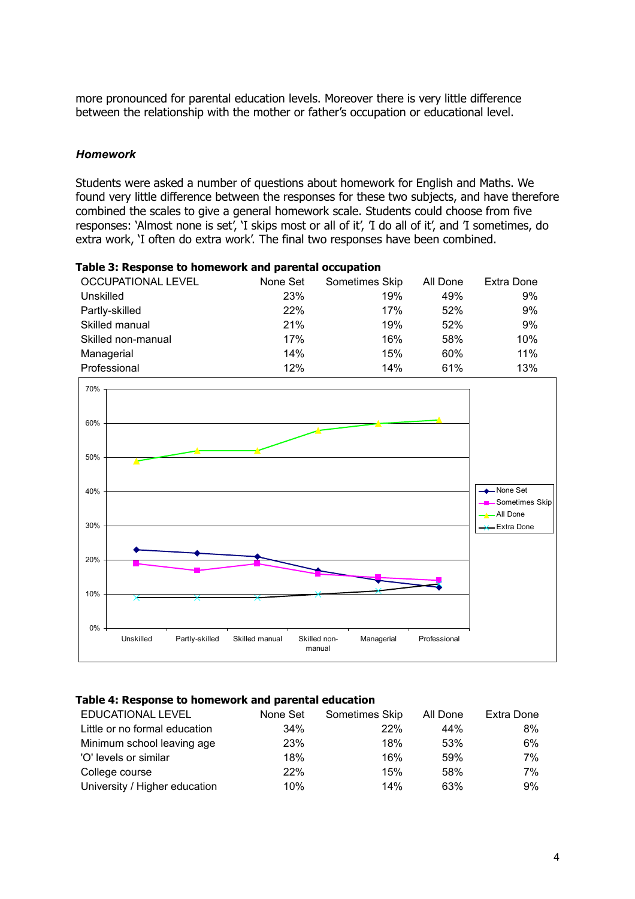more pronounced for parental education levels. Moreover there is very little difference between the relationship with the mother or father's occupation or educational level.

### *Homework*

Students were asked a number of questions about homework for English and Maths. We found very little difference between the responses for these two subjects, and have therefore combined the scales to give a general homework scale. Students could choose from five responses: 'Almost none is set', 'I skips most or all of it', 'I do all of it', and 'I sometimes, do extra work, 'I often do extra work'. The final two responses have been combined.

**Table 3: Response to homework and parental occupation**

| OCCUPATIONAL LEVEL | None Set | Sometimes Skip | All Done | Extra Done |
|---|---|---|---|---|
| Unskilled | 23% | 19% | 49% | 9% |
| Partly-skilled | 22% | 17% | 52% | 9% |
| Skilled manual | 21% | 19% | 52% | 9% |
| Skilled non-manual | 17% | 16% | 58% | 10% |
| Managerial | 14% | 15% | 60% | 11% |
| Professional | 12% | 14% | 61% | 13% |

**Table 4: Response to homework and parental education**

| EDUCATIONAL LEVEL | None Set | Sometimes Skip | All Done | Extra Done |
|---|---|---|---|---|
| Little or no formal education | 34% | 22% | 44% | 8% |
| Minimum school leaving age | 23% | 18% | 53% | 6% |
| 'O' levels or similar | 18% | 16% | 59% | 7% |
| College course | 22% | 15% | 58% | 7% |
| University / Higher education | 10% | 14% | 63% | 9% |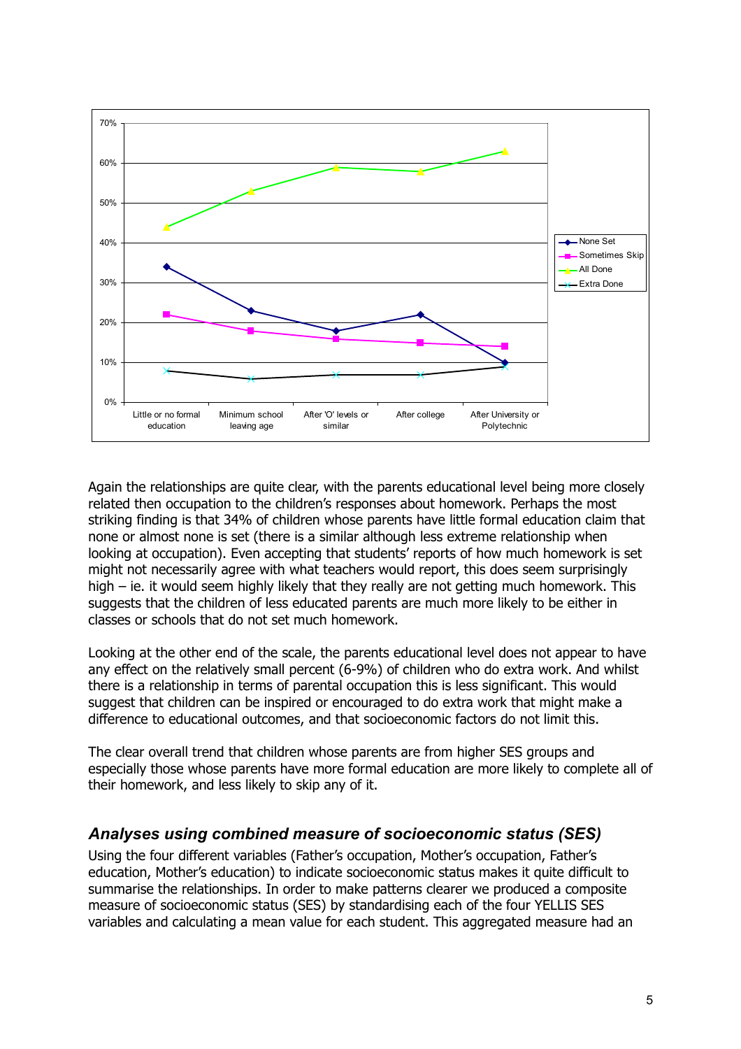Again the relationships are quite clear, with the parents educational level being more closely related then occupation to the children's responses about homework. Perhaps the most striking finding is that 34% of children whose parents have little formal education claim that none or almost none is set (there is a similar although less extreme relationship when looking at occupation). Even accepting that students' reports of how much homework is set might not necessarily agree with what teachers would report, this does seem surprisingly high – ie. it would seem highly likely that they really are not getting much homework. This suggests that the children of less educated parents are much more likely to be either in classes or schools that do not set much homework.

Looking at the other end of the scale, the parents educational level does not appear to have any effect on the relatively small percent (6-9%) of children who do extra work. And whilst there is a relationship in terms of parental occupation this is less significant. This would suggest that children can be inspired or encouraged to do extra work that might make a difference to educational outcomes, and that socioeconomic factors do not limit this.

The clear overall trend that children whose parents are from higher SES groups and especially those whose parents have more formal education are more likely to complete all of their homework, and less likely to skip any of it.

## *Analyses using combined measure of socioeconomic status (SES)*

Using the four different variables (Father's occupation, Mother's occupation, Father's education, Mother's education) to indicate socioeconomic status makes it quite difficult to summarise the relationships. In order to make patterns clearer we produced a composite measure of socioeconomic status (SES) by standardising each of the four YELLIS SES variables and calculating a mean value for each student. This aggregated measure had an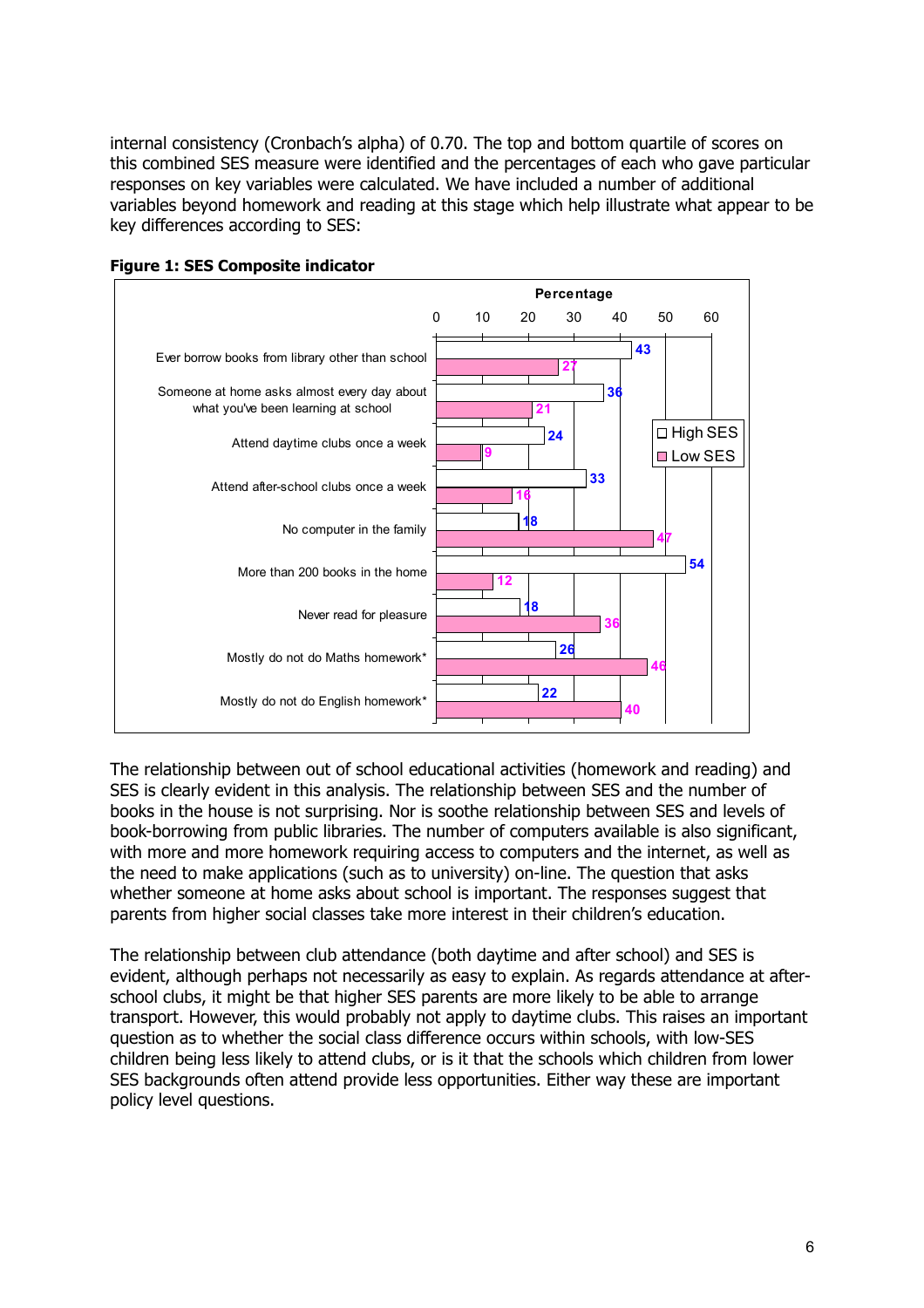internal consistency (Cronbach's alpha) of 0.70. The top and bottom quartile of scores on this combined SES measure were identified and the percentages of each who gave particular responses on key variables were calculated. We have included a number of additional variables beyond homework and reading at this stage which help illustrate what appear to be key differences according to SES:

**Figure 1: SES Composite indicator**

| Percentage | High SES | Low SES |
|---|---|---|
| Ever borrow books from library other than school | 43 | 27 |
| Someone at home asks almost every day about what you've been learning at school | 36 | 21 |
| Attend daytime clubs once a week | 24 | 9 |
| Attend after-school clubs once a week | 33 | 16 |
| No computer in the family | 18 | 47 |
| More than 200 books in the home | 54 | 12 |
| Never read for pleasure | 18 | 36 |
| Mostly do not do Maths homework* | 26 | 46 |
| Mostly do not do English homework* | 22 | 40 |

The relationship between out of school educational activities (homework and reading) and SES is clearly evident in this analysis. The relationship between SES and the number of books in the house is not surprising. Nor is soothe relationship between SES and levels of book-borrowing from public libraries. The number of computers available is also significant, with more and more homework requiring access to computers and the internet, as well as the need to make applications (such as to university) on-line. The question that asks whether someone at home asks about school is important. The responses suggest that parents from higher social classes take more interest in their children's education.

The relationship between club attendance (both daytime and after school) and SES is evident, although perhaps not necessarily as easy to explain. As regards attendance at after-school clubs, it might be that higher SES parents are more likely to be able to arrange transport. However, this would probably not apply to daytime clubs. This raises an important question as to whether the social class difference occurs within schools, with low-SES children being less likely to attend clubs, or is it that the schools which children from lower SES backgrounds often attend provide less opportunities. Either way these are important policy level questions.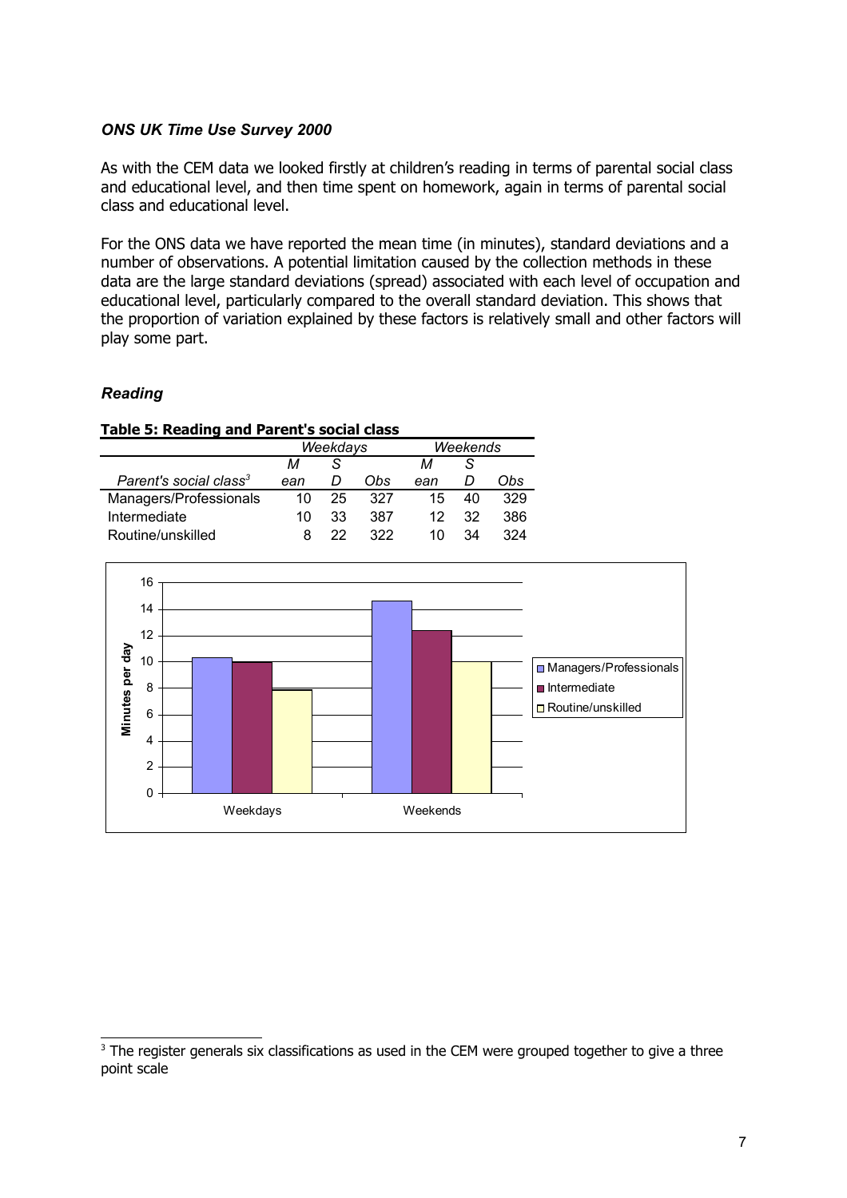### *ONS UK Time Use Survey 2000*

As with the CEM data we looked firstly at children's reading in terms of parental social class and educational level, and then time spent on homework, again in terms of parental social class and educational level.

For the ONS data we have reported the mean time (in minutes), standard deviations and a number of observations. A potential limitation caused by the collection methods in these data are the large standard deviations (spread) associated with each level of occupation and educational level, particularly compared to the overall standard deviation. This shows that the proportion of variation explained by these factors is relatively small and other factors will play some part.

### *Reading*

**Table 5: Reading and Parent's social class**

| | *Weekdays* | | | *Weekends* | | |
|---|---|---|---|---|---|---|
| *Parent's social class*[3] | *Mean* | *SD* | *Obs* | *Mean* | *SD* | *Obs* |
| Managers/Professionals | 10 | 25 | 327 | 15 | 40 | 329 |
| Intermediate | 10 | 33 | 387 | 12 | 32 | 386 |
| Routine/unskilled | 8 | 22 | 322 | 10 | 34 | 324 |

[3] The register generals six classifications as used in the CEM were grouped together to give a three point scale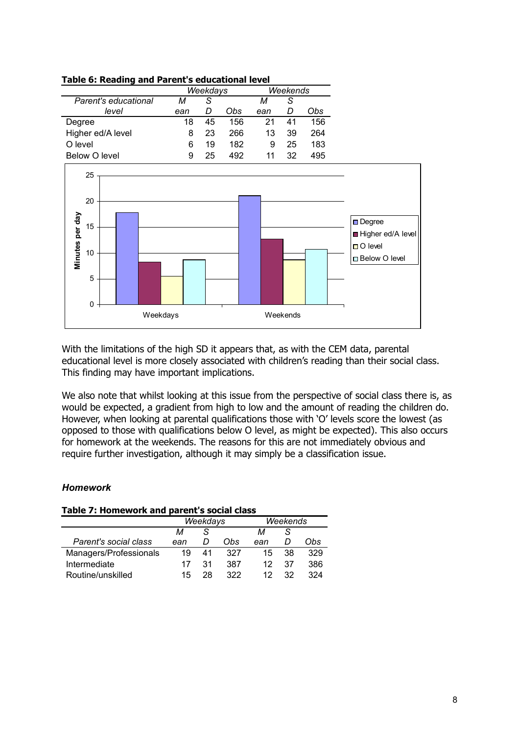**Table 6: Reading and Parent's educational level**

| Parent's educational level | Weekdays Mean | Weekdays SD | Weekdays Obs | Weekends Mean | Weekends SD | Weekends Obs |
|---|---|---|---|---|---|---|
| Degree | 18 | 45 | 156 | 21 | 41 | 156 |
| Higher ed/A level | 8 | 23 | 266 | 13 | 39 | 264 |
| O level | 6 | 19 | 182 | 9 | 25 | 183 |
| Below O level | 9 | 25 | 492 | 11 | 32 | 495 |

With the limitations of the high SD it appears that, as with the CEM data, parental educational level is more closely associated with children's reading than their social class. This finding may have important implications.

We also note that whilst looking at this issue from the perspective of social class there is, as would be expected, a gradient from high to low and the amount of reading the children do. However, when looking at parental qualifications those with 'O' levels score the lowest (as opposed to those with qualifications below O level, as might be expected). This also occurs for homework at the weekends. The reasons for this are not immediately obvious and require further investigation, although it may simply be a classification issue.

### *Homework*

**Table 7: Homework and parent's social class**

| Parent's social class | Weekdays Mean | Weekdays SD | Weekdays Obs | Weekends Mean | Weekends SD | Weekends Obs |
|---|---|---|---|---|---|---|
| Managers/Professionals | 19 | 41 | 327 | 15 | 38 | 329 |
| Intermediate | 17 | 31 | 387 | 12 | 37 | 386 |
| Routine/unskilled | 15 | 28 | 322 | 12 | 32 | 324 |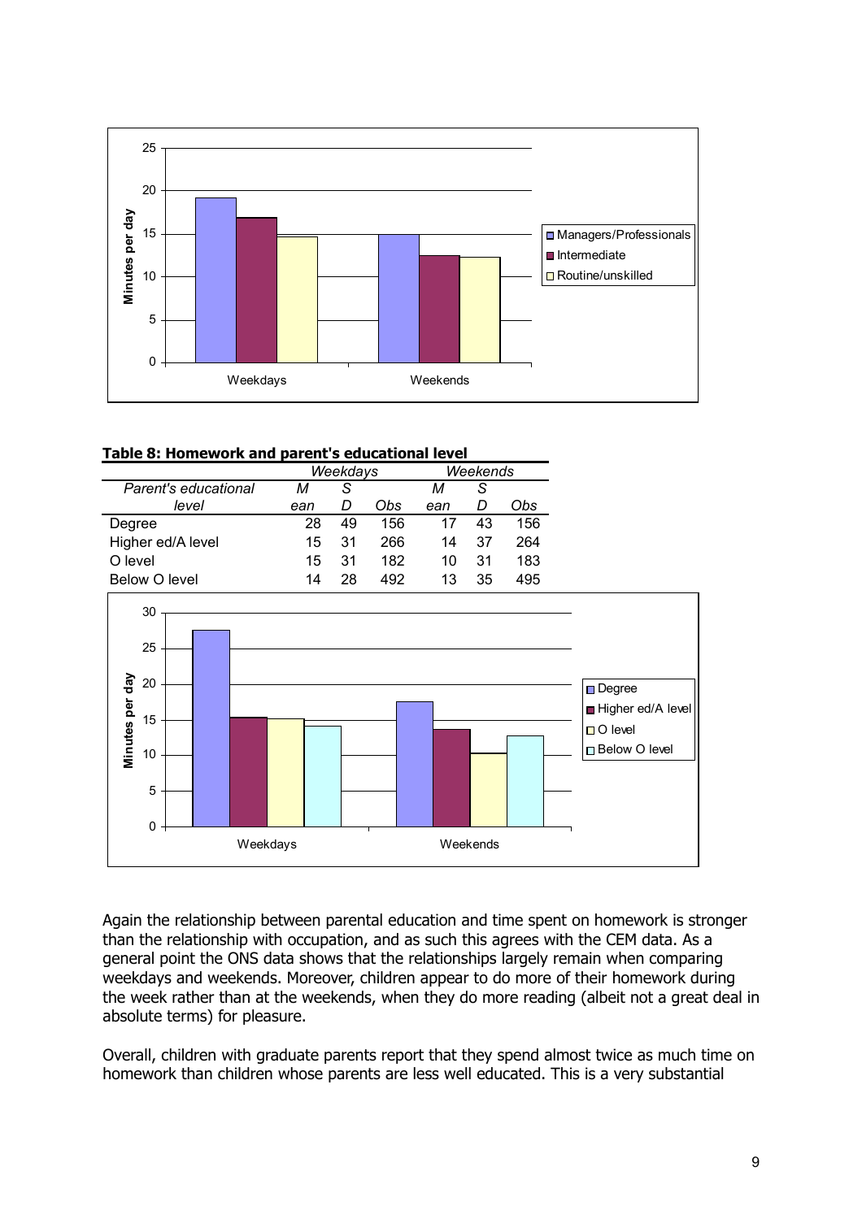**Table 8: Homework and parent's educational level**

| Parent's educational level | Weekdays | | | Weekends | | |
|---|---|---|---|---|---|---|
| | Mean | SD | Obs | Mean | SD | Obs |
| Degree | 28 | 49 | 156 | 17 | 43 | 156 |
| Higher ed/A level | 15 | 31 | 266 | 14 | 37 | 264 |
| O level | 15 | 31 | 182 | 10 | 31 | 183 |
| Below O level | 14 | 28 | 492 | 13 | 35 | 495 |

Again the relationship between parental education and time spent on homework is stronger than the relationship with occupation, and as such this agrees with the CEM data. As a general point the ONS data shows that the relationships largely remain when comparing weekdays and weekends. Moreover, children appear to do more of their homework during the week rather than at the weekends, when they do more reading (albeit not a great deal in absolute terms) for pleasure.

Overall, children with graduate parents report that they spend almost twice as much time on homework than children whose parents are less well educated. This is a very substantial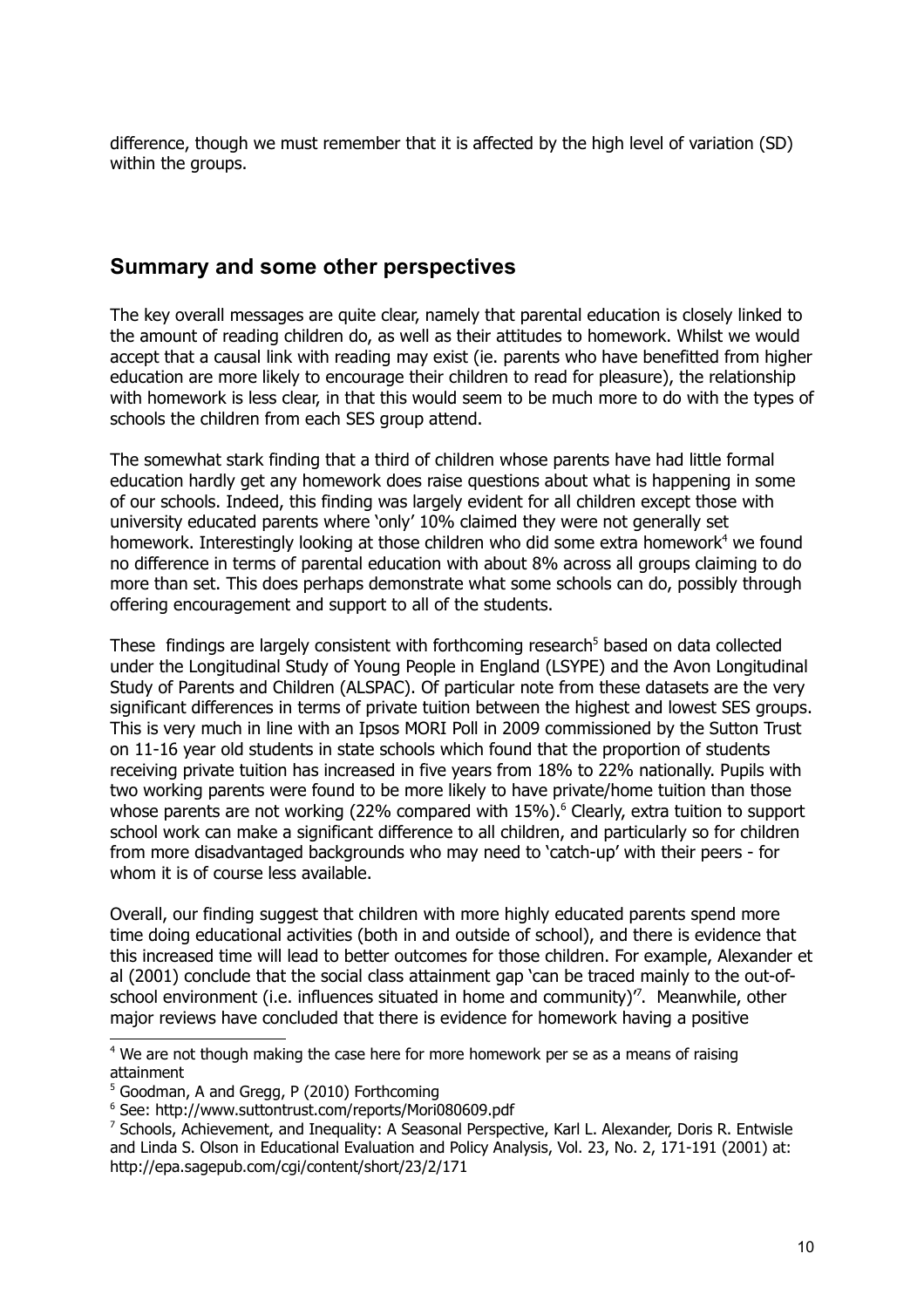difference, though we must remember that it is affected by the high level of variation (SD) within the groups.

## Summary and some other perspectives

The key overall messages are quite clear, namely that parental education is closely linked to the amount of reading children do, as well as their attitudes to homework. Whilst we would accept that a causal link with reading may exist (ie. parents who have benefitted from higher education are more likely to encourage their children to read for pleasure), the relationship with homework is less clear, in that this would seem to be much more to do with the types of schools the children from each SES group attend.

The somewhat stark finding that a third of children whose parents have had little formal education hardly get any homework does raise questions about what is happening in some of our schools. Indeed, this finding was largely evident for all children except those with university educated parents where 'only' 10% claimed they were not generally set homework. Interestingly looking at those children who did some extra homework[4] we found no difference in terms of parental education with about 8% across all groups claiming to do more than set. This does perhaps demonstrate what some schools can do, possibly through offering encouragement and support to all of the students.

These findings are largely consistent with forthcoming research[5] based on data collected under the Longitudinal Study of Young People in England (LSYPE) and the Avon Longitudinal Study of Parents and Children (ALSPAC). Of particular note from these datasets are the very significant differences in terms of private tuition between the highest and lowest SES groups. This is very much in line with an Ipsos MORI Poll in 2009 commissioned by the Sutton Trust on 11-16 year old students in state schools which found that the proportion of students receiving private tuition has increased in five years from 18% to 22% nationally. Pupils with two working parents were found to be more likely to have private/home tuition than those whose parents are not working (22% compared with 15%).[6] Clearly, extra tuition to support school work can make a significant difference to all children, and particularly so for children from more disadvantaged backgrounds who may need to 'catch-up' with their peers - for whom it is of course less available.

Overall, our finding suggest that children with more highly educated parents spend more time doing educational activities (both in and outside of school), and there is evidence that this increased time will lead to better outcomes for those children. For example, Alexander et al (2001) conclude that the social class attainment gap 'can be traced mainly to the out-of-school environment (i.e. influences situated in home and community)'[7]. Meanwhile, other major reviews have concluded that there is evidence for homework having a positive

---

[4] We are not though making the case here for more homework per se as a means of raising attainment

[5] Goodman, A and Gregg, P (2010) Forthcoming

[6] See: http://www.suttontrust.com/reports/Mori080609.pdf

[7] Schools, Achievement, and Inequality: A Seasonal Perspective, Karl L. Alexander, Doris R. Entwisle and Linda S. Olson in Educational Evaluation and Policy Analysis, Vol. 23, No. 2, 171-191 (2001) at: http://epa.sagepub.com/cgi/content/short/23/2/171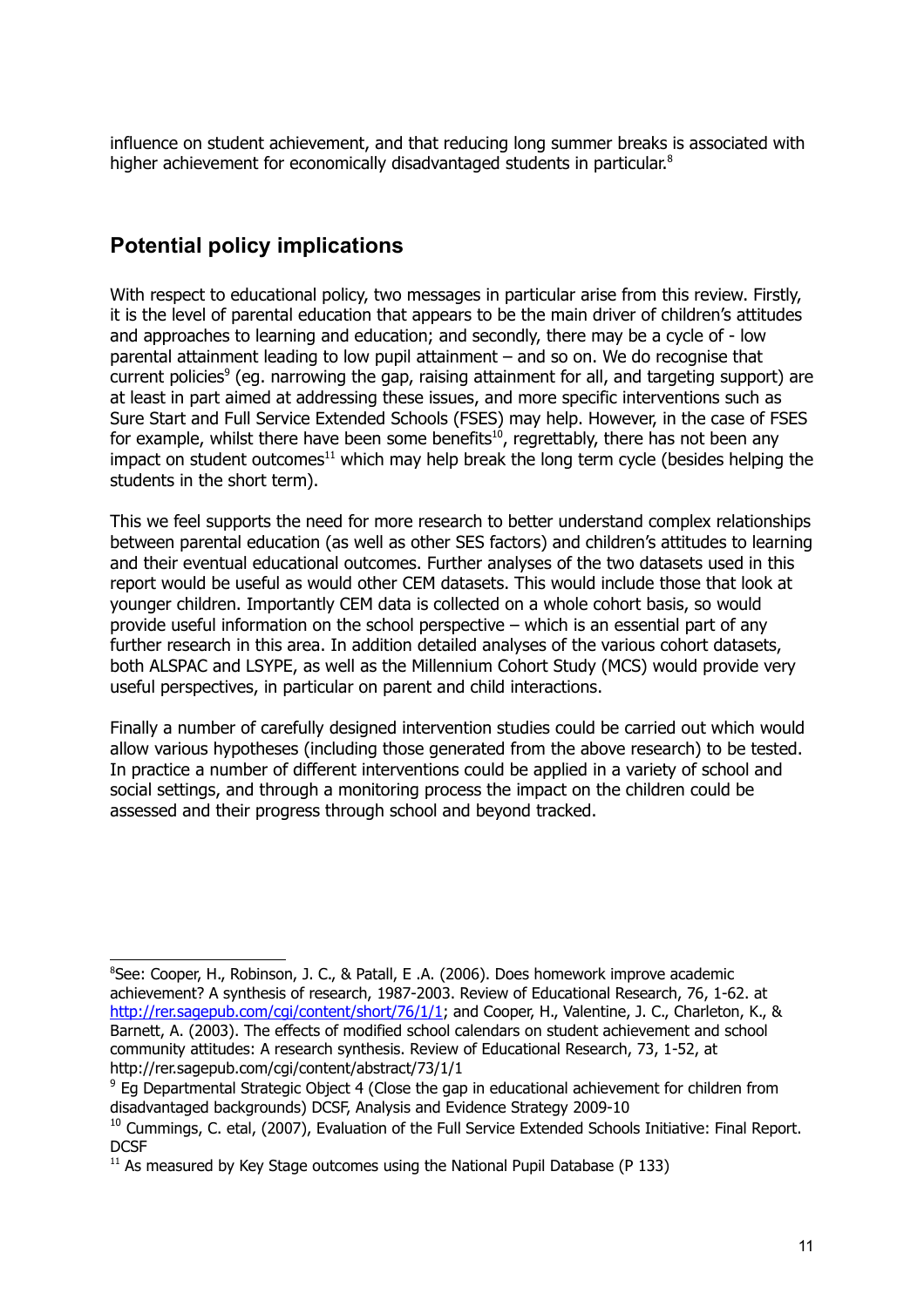influence on student achievement, and that reducing long summer breaks is associated with higher achievement for economically disadvantaged students in particular.[8]

## Potential policy implications

With respect to educational policy, two messages in particular arise from this review. Firstly, it is the level of parental education that appears to be the main driver of children's attitudes and approaches to learning and education; and secondly, there may be a cycle of - low parental attainment leading to low pupil attainment – and so on. We do recognise that current policies[9] (eg. narrowing the gap, raising attainment for all, and targeting support) are at least in part aimed at addressing these issues, and more specific interventions such as Sure Start and Full Service Extended Schools (FSES) may help. However, in the case of FSES for example, whilst there have been some benefits[10], regrettably, there has not been any impact on student outcomes[11] which may help break the long term cycle (besides helping the students in the short term).

This we feel supports the need for more research to better understand complex relationships between parental education (as well as other SES factors) and children's attitudes to learning and their eventual educational outcomes. Further analyses of the two datasets used in this report would be useful as would other CEM datasets. This would include those that look at younger children. Importantly CEM data is collected on a whole cohort basis, so would provide useful information on the school perspective – which is an essential part of any further research in this area. In addition detailed analyses of the various cohort datasets, both ALSPAC and LSYPE, as well as the Millennium Cohort Study (MCS) would provide very useful perspectives, in particular on parent and child interactions.

Finally a number of carefully designed intervention studies could be carried out which would allow various hypotheses (including those generated from the above research) to be tested. In practice a number of different interventions could be applied in a variety of school and social settings, and through a monitoring process the impact on the children could be assessed and their progress through school and beyond tracked.

---

[8] See: Cooper, H., Robinson, J. C., & Patall, E .A. (2006). Does homework improve academic achievement? A synthesis of research, 1987-2003. Review of Educational Research, 76, 1-62. at http://rer.sagepub.com/cgi/content/short/76/1/1; and Cooper, H., Valentine, J. C., Charleton, K., & Barnett, A. (2003). The effects of modified school calendars on student achievement and school community attitudes: A research synthesis. Review of Educational Research, 73, 1-52, at http://rer.sagepub.com/cgi/content/abstract/73/1/1

[9] Eg Departmental Strategic Object 4 (Close the gap in educational achievement for children from disadvantaged backgrounds) DCSF, Analysis and Evidence Strategy 2009-10

[10] Cummings, C. etal, (2007), Evaluation of the Full Service Extended Schools Initiative: Final Report. DCSF

[11] As measured by Key Stage outcomes using the National Pupil Database (P 133)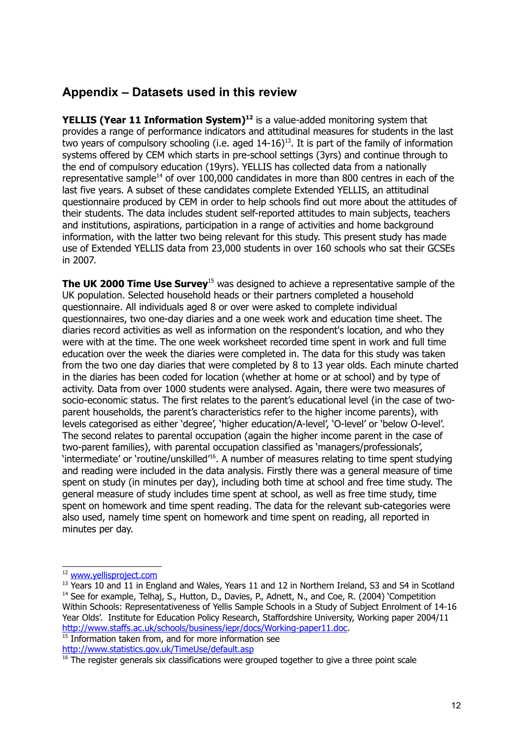## Appendix – Datasets used in this review

**YELLIS (Year 11 Information System)**[12] is a value-added monitoring system that provides a range of performance indicators and attitudinal measures for students in the last two years of compulsory schooling (i.e. aged 14-16)[13]. It is part of the family of information systems offered by CEM which starts in pre-school settings (3yrs) and continue through to the end of compulsory education (19yrs). YELLIS has collected data from a nationally representative sample[14] of over 100,000 candidates in more than 800 centres in each of the last five years. A subset of these candidates complete Extended YELLIS, an attitudinal questionnaire produced by CEM in order to help schools find out more about the attitudes of their students. The data includes student self-reported attitudes to main subjects, teachers and institutions, aspirations, participation in a range of activities and home background information, with the latter two being relevant for this study. This present study has made use of Extended YELLIS data from 23,000 students in over 160 schools who sat their GCSEs in 2007.

**The UK 2000 Time Use Survey**[15] was designed to achieve a representative sample of the UK population. Selected household heads or their partners completed a household questionnaire. All individuals aged 8 or over were asked to complete individual questionnaires, two one-day diaries and a one week work and education time sheet. The diaries record activities as well as information on the respondent's location, and who they were with at the time. The one week worksheet recorded time spent in work and full time education over the week the diaries were completed in. The data for this study was taken from the two one day diaries that were completed by 8 to 13 year olds. Each minute charted in the diaries has been coded for location (whether at home or at school) and by type of activity. Data from over 1000 students were analysed. Again, there were two measures of socio-economic status. The first relates to the parent's educational level (in the case of two-parent households, the parent's characteristics refer to the higher income parents), with levels categorised as either 'degree', 'higher education/A-level', 'O-level' or 'below O-level'. The second relates to parental occupation (again the higher income parent in the case of two-parent families), with parental occupation classified as 'managers/professionals', 'intermediate' or 'routine/unskilled'[16]. A number of measures relating to time spent studying and reading were included in the data analysis. Firstly there was a general measure of time spent on study (in minutes per day), including both time at school and free time study. The general measure of study includes time spent at school, as well as free time study, time spent on homework and time spent reading. The data for the relevant sub-categories were also used, namely time spent on homework and time spent on reading, all reported in minutes per day.

---

[12] www.yellisproject.com

[13] Years 10 and 11 in England and Wales, Years 11 and 12 in Northern Ireland, S3 and S4 in Scotland

[14] See for example, Telhaj, S., Hutton, D., Davies, P., Adnett, N., and Coe, R. (2004) 'Competition Within Schools: Representativeness of Yellis Sample Schools in a Study of Subject Enrolment of 14-16 Year Olds'. Institute for Education Policy Research, Staffordshire University, Working paper 2004/11 http://www.staffs.ac.uk/schools/business/iepr/docs/Working-paper11.doc.

[15] Information taken from, and for more information see http://www.statistics.gov.uk/TimeUse/default.asp

[16] The register generals six classifications were grouped together to give a three point scale